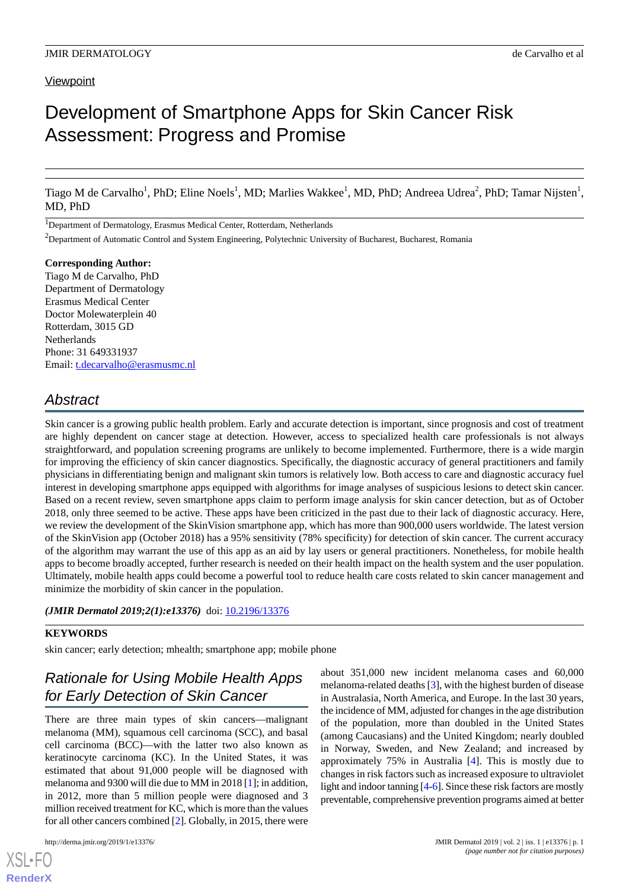Viewpoint

# Development of Smartphone Apps for Skin Cancer Risk Assessment: Progress and Promise

Tiago M de Carvalho[1], PhD; Eline Noels[1], MD; Marlies Wakkee[1], MD, PhD; Andreea Udrea[2], PhD; Tamar Nijsten[1], MD, PhD

[1]Department of Dermatology, Erasmus Medical Center, Rotterdam, Netherlands

[2]Department of Automatic Control and System Engineering, Polytechnic University of Bucharest, Bucharest, Romania

**Corresponding Author:**
Tiago M de Carvalho, PhD
Department of Dermatology
Erasmus Medical Center
Doctor Molewaterplein 40
Rotterdam, 3015 GD
Netherlands
Phone: 31 649331937
Email: t.decarvalho@erasmusmc.nl

## Abstract

Skin cancer is a growing public health problem. Early and accurate detection is important, since prognosis and cost of treatment are highly dependent on cancer stage at detection. However, access to specialized health care professionals is not always straightforward, and population screening programs are unlikely to become implemented. Furthermore, there is a wide margin for improving the efficiency of skin cancer diagnostics. Specifically, the diagnostic accuracy of general practitioners and family physicians in differentiating benign and malignant skin tumors is relatively low. Both access to care and diagnostic accuracy fuel interest in developing smartphone apps equipped with algorithms for image analyses of suspicious lesions to detect skin cancer. Based on a recent review, seven smartphone apps claim to perform image analysis for skin cancer detection, but as of October 2018, only three seemed to be active. These apps have been criticized in the past due to their lack of diagnostic accuracy. Here, we review the development of the SkinVision smartphone app, which has more than 900,000 users worldwide. The latest version of the SkinVision app (October 2018) has a 95% sensitivity (78% specificity) for detection of skin cancer. The current accuracy of the algorithm may warrant the use of this app as an aid by lay users or general practitioners. Nonetheless, for mobile health apps to become broadly accepted, further research is needed on their health impact on the health system and the user population. Ultimately, mobile health apps could become a powerful tool to reduce health care costs related to skin cancer management and minimize the morbidity of skin cancer in the population.

***(JMIR Dermatol 2019;2(1):e13376)*** doi: 10.2196/13376

**KEYWORDS**

skin cancer; early detection; mhealth; smartphone app; mobile phone

## Rationale for Using Mobile Health Apps for Early Detection of Skin Cancer

There are three main types of skin cancers—malignant melanoma (MM), squamous cell carcinoma (SCC), and basal cell carcinoma (BCC)—with the latter two also known as keratinocyte carcinoma (KC). In the United States, it was estimated that about 91,000 people will be diagnosed with melanoma and 9300 will die due to MM in 2018 [1]; in addition, in 2012, more than 5 million people were diagnosed and 3 million received treatment for KC, which is more than the values for all other cancers combined [2]. Globally, in 2015, there were about 351,000 new incident melanoma cases and 60,000 melanoma-related deaths [3], with the highest burden of disease in Australasia, North America, and Europe. In the last 30 years, the incidence of MM, adjusted for changes in the age distribution of the population, more than doubled in the United States (among Caucasians) and the United Kingdom; nearly doubled in Norway, Sweden, and New Zealand; and increased by approximately 75% in Australia [4]. This is mostly due to changes in risk factors such as increased exposure to ultraviolet light and indoor tanning [4-6]. Since these risk factors are mostly preventable, comprehensive prevention programs aimed at better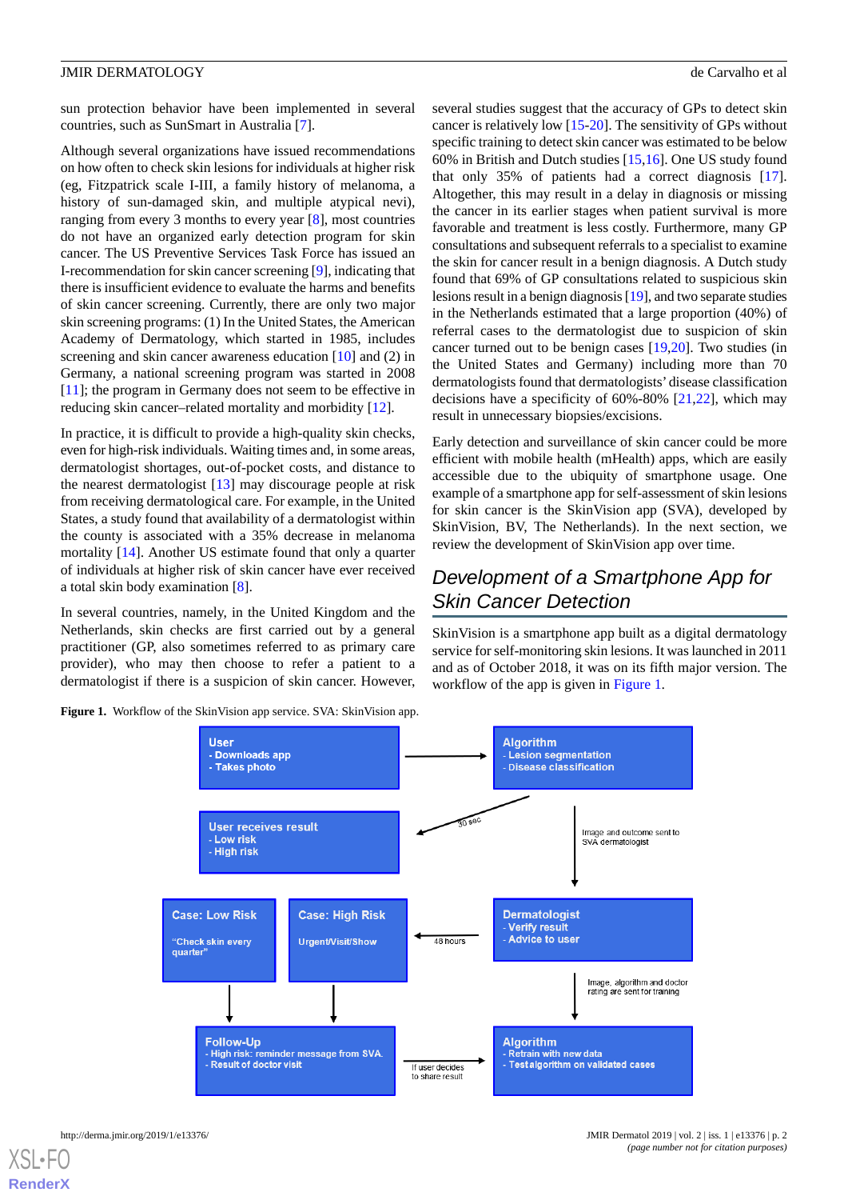sun protection behavior have been implemented in several countries, such as SunSmart in Australia [7].

Although several organizations have issued recommendations on how often to check skin lesions for individuals at higher risk (eg, Fitzpatrick scale I-III, a family history of melanoma, a history of sun-damaged skin, and multiple atypical nevi), ranging from every 3 months to every year [8], most countries do not have an organized early detection program for skin cancer. The US Preventive Services Task Force has issued an I-recommendation for skin cancer screening [9], indicating that there is insufficient evidence to evaluate the harms and benefits of skin cancer screening. Currently, there are only two major skin screening programs: (1) In the United States, the American Academy of Dermatology, which started in 1985, includes screening and skin cancer awareness education [10] and (2) in Germany, a national screening program was started in 2008 [11]; the program in Germany does not seem to be effective in reducing skin cancer–related mortality and morbidity [12].

In practice, it is difficult to provide a high-quality skin checks, even for high-risk individuals. Waiting times and, in some areas, dermatologist shortages, out-of-pocket costs, and distance to the nearest dermatologist [13] may discourage people at risk from receiving dermatological care. For example, in the United States, a study found that availability of a dermatologist within the county is associated with a 35% decrease in melanoma mortality [14]. Another US estimate found that only a quarter of individuals at higher risk of skin cancer have ever received a total skin body examination [8].

In several countries, namely, in the United Kingdom and the Netherlands, skin checks are first carried out by a general practitioner (GP, also sometimes referred to as primary care provider), who may then choose to refer a patient to a dermatologist if there is a suspicion of skin cancer. However, several studies suggest that the accuracy of GPs to detect skin cancer is relatively low [15-20]. The sensitivity of GPs without specific training to detect skin cancer was estimated to be below 60% in British and Dutch studies [15,16]. One US study found that only 35% of patients had a correct diagnosis [17]. Altogether, this may result in a delay in diagnosis or missing the cancer in its earlier stages when patient survival is more favorable and treatment is less costly. Furthermore, many GP consultations and subsequent referrals to a specialist to examine the skin for cancer result in a benign diagnosis. A Dutch study found that 69% of GP consultations related to suspicious skin lesions result in a benign diagnosis [19], and two separate studies in the Netherlands estimated that a large proportion (40%) of referral cases to the dermatologist due to suspicion of skin cancer turned out to be benign cases [19,20]. Two studies (in the United States and Germany) including more than 70 dermatologists found that dermatologists' disease classification decisions have a specificity of 60%-80% [21,22], which may result in unnecessary biopsies/excisions.

Early detection and surveillance of skin cancer could be more efficient with mobile health (mHealth) apps, which are easily accessible due to the ubiquity of smartphone usage. One example of a smartphone app for self-assessment of skin lesions for skin cancer is the SkinVision app (SVA), developed by SkinVision, BV, The Netherlands). In the next section, we review the development of SkinVision app over time.

## Development of a Smartphone App for Skin Cancer Detection

SkinVision is a smartphone app built as a digital dermatology service for self-monitoring skin lesions. It was launched in 2011 and as of October 2018, it was on its fifth major version. The workflow of the app is given in Figure 1.

**Figure 1.** Workflow of the SkinVision app service. SVA: SkinVision app.

**User**
- Downloads app
- Takes photo

→ **Algorithm**
- Lesion segmentation
- Disease classification

→ (30 sec) **User receives result**
- Low risk
- High risk

Algorithm → (Image and outcome sent to SVA dermatologist) **Dermatologist**
- Verify result
- Advice to user

→ (48 hours) **Case: High Risk** — Urgent/Visit/Show

**Case: Low Risk** — "Check skin every quarter"

→ **Follow-Up**
- High risk: reminder message from SVA.
- Result of doctor visit

→ (If user decides to share result) **Algorithm**
- Retrain with new data
- Test algorithm on validated cases

Dermatologist → (Image, algorithm and doctor rating are sent for training) Algorithm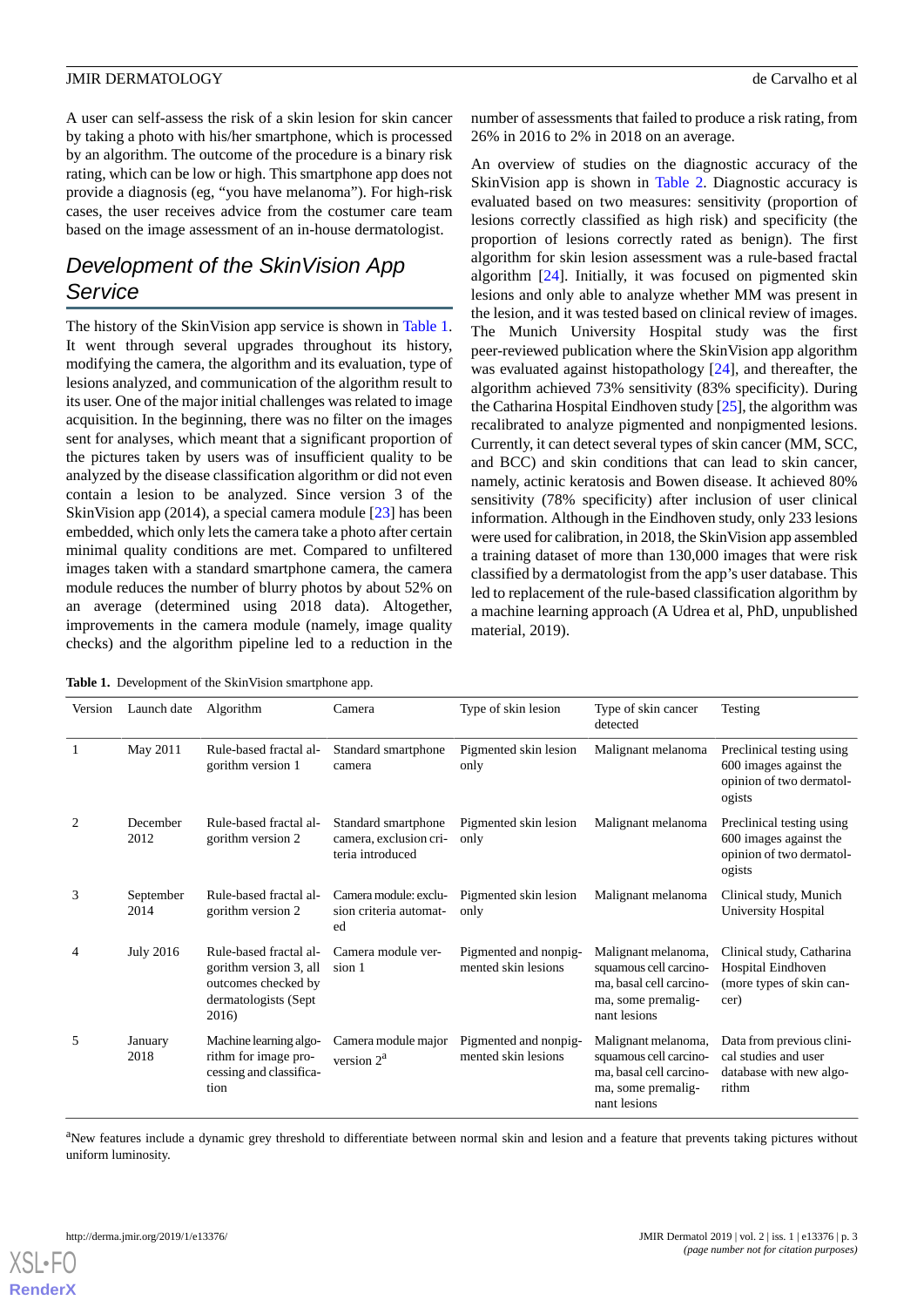A user can self-assess the risk of a skin lesion for skin cancer by taking a photo with his/her smartphone, which is processed by an algorithm. The outcome of the procedure is a binary risk rating, which can be low or high. This smartphone app does not provide a diagnosis (eg, "you have melanoma"). For high-risk cases, the user receives advice from the costumer care team based on the image assessment of an in-house dermatologist.

## Development of the SkinVision App Service

The history of the SkinVision app service is shown in Table 1. It went through several upgrades throughout its history, modifying the camera, the algorithm and its evaluation, type of lesions analyzed, and communication of the algorithm result to its user. One of the major initial challenges was related to image acquisition. In the beginning, there was no filter on the images sent for analyses, which meant that a significant proportion of the pictures taken by users was of insufficient quality to be analyzed by the disease classification algorithm or did not even contain a lesion to be analyzed. Since version 3 of the SkinVision app (2014), a special camera module [23] has been embedded, which only lets the camera take a photo after certain minimal quality conditions are met. Compared to unfiltered images taken with a standard smartphone camera, the camera module reduces the number of blurry photos by about 52% on an average (determined using 2018 data). Altogether, improvements in the camera module (namely, image quality checks) and the algorithm pipeline led to a reduction in the number of assessments that failed to produce a risk rating, from 26% in 2016 to 2% in 2018 on an average.

An overview of studies on the diagnostic accuracy of the SkinVision app is shown in Table 2. Diagnostic accuracy is evaluated based on two measures: sensitivity (proportion of lesions correctly classified as high risk) and specificity (the proportion of lesions correctly rated as benign). The first algorithm for skin lesion assessment was a rule-based fractal algorithm [24]. Initially, it was focused on pigmented skin lesions and only able to analyze whether MM was present in the lesion, and it was tested based on clinical review of images. The Munich University Hospital study was the first peer-reviewed publication where the SkinVision app algorithm was evaluated against histopathology [24], and thereafter, the algorithm achieved 73% sensitivity (83% specificity). During the Catharina Hospital Eindhoven study [25], the algorithm was recalibrated to analyze pigmented and nonpigmented lesions. Currently, it can detect several types of skin cancer (MM, SCC, and BCC) and skin conditions that can lead to skin cancer, namely, actinic keratosis and Bowen disease. It achieved 80% sensitivity (78% specificity) after inclusion of user clinical information. Although in the Eindhoven study, only 233 lesions were used for calibration, in 2018, the SkinVision app assembled a training dataset of more than 130,000 images that were risk classified by a dermatologist from the app's user database. This led to replacement of the rule-based classification algorithm by a machine learning approach (A Udrea et al, PhD, unpublished material, 2019).

**Table 1.** Development of the SkinVision smartphone app.

| Version | Launch date | Algorithm | Camera | Type of skin lesion | Type of skin cancer detected | Testing |
|---|---|---|---|---|---|---|
| 1 | May 2011 | Rule-based fractal algorithm version 1 | Standard smartphone camera | Pigmented skin lesion only | Malignant melanoma | Preclinical testing using 600 images against the opinion of two dermatologists |
| 2 | December 2012 | Rule-based fractal algorithm version 2 | Standard smartphone camera, exclusion criteria introduced | Pigmented skin lesion only | Malignant melanoma | Preclinical testing using 600 images against the opinion of two dermatologists |
| 3 | September 2014 | Rule-based fractal algorithm version 2 | Camera module: exclusion criteria automated | Pigmented skin lesion only | Malignant melanoma | Clinical study, Munich University Hospital |
| 4 | July 2016 | Rule-based fractal algorithm version 3, all outcomes checked by dermatologists (Sept 2016) | Camera module version 1 | Pigmented and nonpigmented skin lesions | Malignant melanoma, squamous cell carcinoma, basal cell carcinoma, some premalignant lesions | Clinical study, Catharina Hospital Eindhoven (more types of skin cancer) |
| 5 | January 2018 | Machine learning algorithm for image processing and classification | Camera module major version 2[a] | Pigmented and nonpigmented skin lesions | Malignant melanoma, squamous cell carcinoma, basal cell carcinoma, some premalignant lesions | Data from previous clinical studies and user database with new algorithm |

[a]New features include a dynamic grey threshold to differentiate between normal skin and lesion and a feature that prevents taking pictures without uniform luminosity.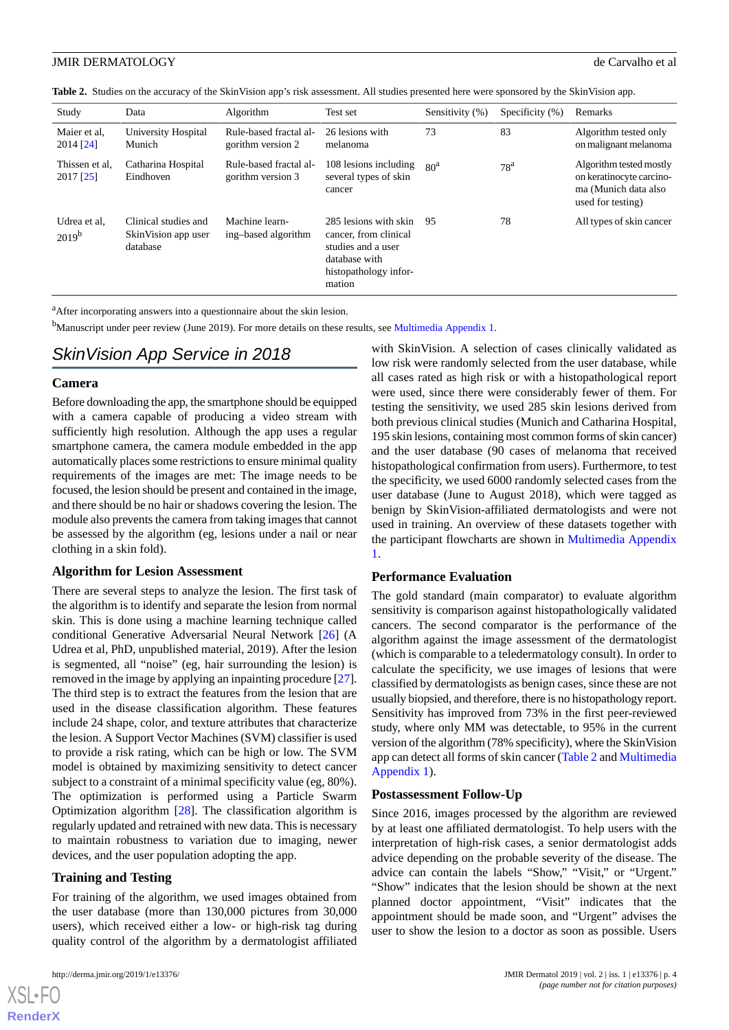**Table 2.** Studies on the accuracy of the SkinVision app's risk assessment. All studies presented here were sponsored by the SkinVision app.

| Study | Data | Algorithm | Test set | Sensitivity (%) | Specificity (%) | Remarks |
|---|---|---|---|---|---|---|
| Maier et al, 2014 [24] | University Hospital Munich | Rule-based fractal algorithm version 2 | 26 lesions with melanoma | 73 | 83 | Algorithm tested only on malignant melanoma |
| Thissen et al, 2017 [25] | Catharina Hospital Eindhoven | Rule-based fractal algorithm version 3 | 108 lesions including several types of skin cancer | 80[a] | 78[a] | Algorithm tested mostly on keratinocyte carcinoma (Munich data also used for testing) |
| Udrea et al, 2019[b] | Clinical studies and SkinVision app user database | Machine learning–based algorithm | 285 lesions with skin cancer, from clinical studies and a user database with histopathology information | 95 | 78 | All types of skin cancer |

[a]After incorporating answers into a questionnaire about the skin lesion.

[b]Manuscript under peer review (June 2019). For more details on these results, see Multimedia Appendix 1.

## SkinVision App Service in 2018

### Camera

Before downloading the app, the smartphone should be equipped with a camera capable of producing a video stream with sufficiently high resolution. Although the app uses a regular smartphone camera, the camera module embedded in the app automatically places some restrictions to ensure minimal quality requirements of the images are met: The image needs to be focused, the lesion should be present and contained in the image, and there should be no hair or shadows covering the lesion. The module also prevents the camera from taking images that cannot be assessed by the algorithm (eg, lesions under a nail or near clothing in a skin fold).

### Algorithm for Lesion Assessment

There are several steps to analyze the lesion. The first task of the algorithm is to identify and separate the lesion from normal skin. This is done using a machine learning technique called conditional Generative Adversarial Neural Network [26] (A Udrea et al, PhD, unpublished material, 2019). After the lesion is segmented, all "noise" (eg, hair surrounding the lesion) is removed in the image by applying an inpainting procedure [27]. The third step is to extract the features from the lesion that are used in the disease classification algorithm. These features include 24 shape, color, and texture attributes that characterize the lesion. A Support Vector Machines (SVM) classifier is used to provide a risk rating, which can be high or low. The SVM model is obtained by maximizing sensitivity to detect cancer subject to a constraint of a minimal specificity value (eg, 80%). The optimization is performed using a Particle Swarm Optimization algorithm [28]. The classification algorithm is regularly updated and retrained with new data. This is necessary to maintain robustness to variation due to imaging, newer devices, and the user population adopting the app.

### Training and Testing

For training of the algorithm, we used images obtained from the user database (more than 130,000 pictures from 30,000 users), which received either a low- or high-risk tag during quality control of the algorithm by a dermatologist affiliated with SkinVision. A selection of cases clinically validated as low risk were randomly selected from the user database, while all cases rated as high risk or with a histopathological report were used, since there were considerably fewer of them. For testing the sensitivity, we used 285 skin lesions derived from both previous clinical studies (Munich and Catharina Hospital, 195 skin lesions, containing most common forms of skin cancer) and the user database (90 cases of melanoma that received histopathological confirmation from users). Furthermore, to test the specificity, we used 6000 randomly selected cases from the user database (June to August 2018), which were tagged as benign by SkinVision-affiliated dermatologists and were not used in training. An overview of these datasets together with the participant flowcharts are shown in Multimedia Appendix 1.

### Performance Evaluation

The gold standard (main comparator) to evaluate algorithm sensitivity is comparison against histopathologically validated cancers. The second comparator is the performance of the algorithm against the image assessment of the dermatologist (which is comparable to a teledermatology consult). In order to calculate the specificity, we use images of lesions that were classified by dermatologists as benign cases, since these are not usually biopsied, and therefore, there is no histopathology report. Sensitivity has improved from 73% in the first peer-reviewed study, where only MM was detectable, to 95% in the current version of the algorithm (78% specificity), where the SkinVision app can detect all forms of skin cancer (Table 2 and Multimedia Appendix 1).

### Postassessment Follow-Up

Since 2016, images processed by the algorithm are reviewed by at least one affiliated dermatologist. To help users with the interpretation of high-risk cases, a senior dermatologist adds advice depending on the probable severity of the disease. The advice can contain the labels "Show," "Visit," or "Urgent." "Show" indicates that the lesion should be shown at the next planned doctor appointment, "Visit" indicates that the appointment should be made soon, and "Urgent" advises the user to show the lesion to a doctor as soon as possible. Users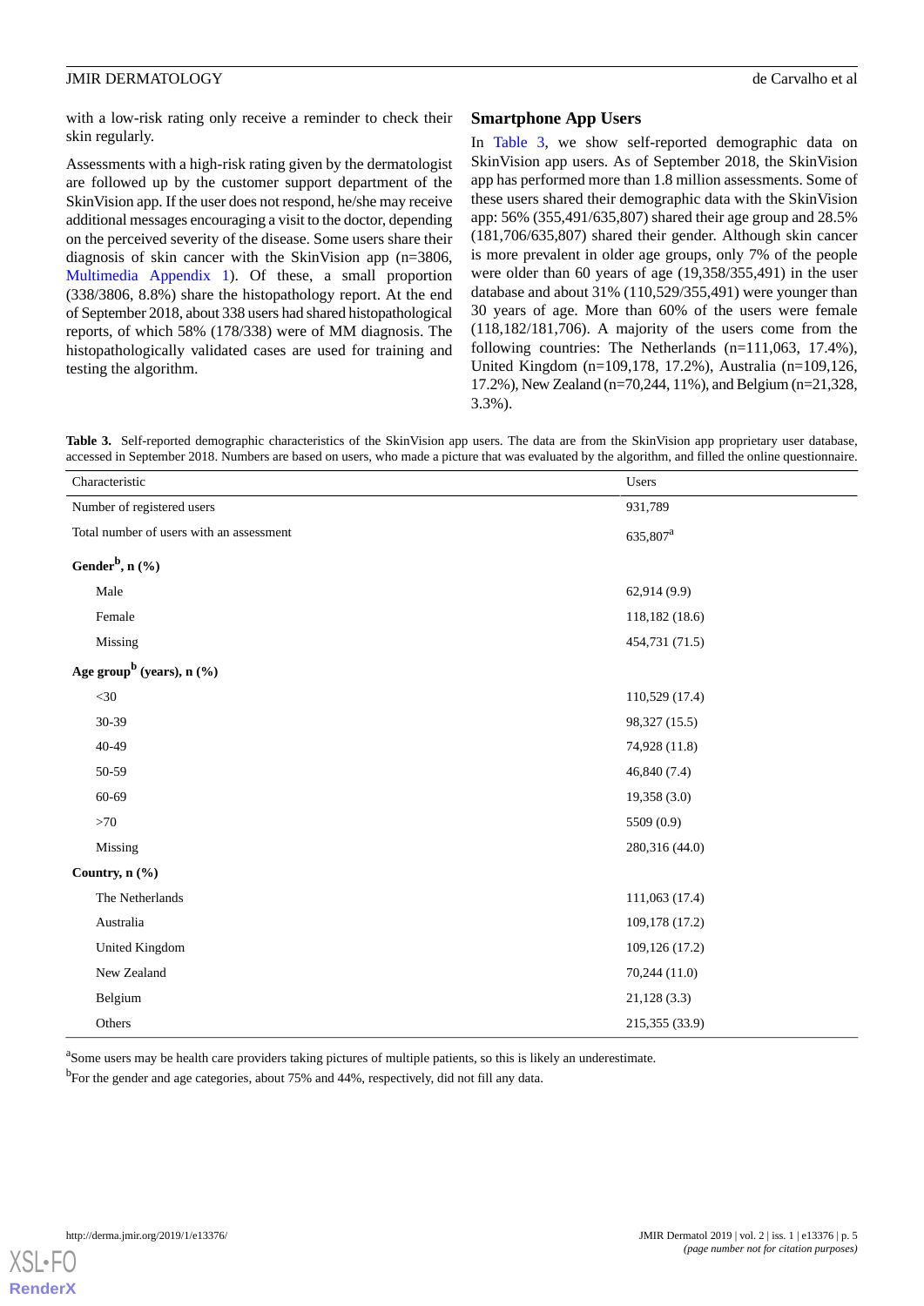with a low-risk rating only receive a reminder to check their skin regularly.

Assessments with a high-risk rating given by the dermatologist are followed up by the customer support department of the SkinVision app. If the user does not respond, he/she may receive additional messages encouraging a visit to the doctor, depending on the perceived severity of the disease. Some users share their diagnosis of skin cancer with the SkinVision app (n=3806, Multimedia Appendix 1). Of these, a small proportion (338/3806, 8.8%) share the histopathology report. At the end of September 2018, about 338 users had shared histopathological reports, of which 58% (178/338) were of MM diagnosis. The histopathologically validated cases are used for training and testing the algorithm.

## Smartphone App Users

In Table 3, we show self-reported demographic data on SkinVision app users. As of September 2018, the SkinVision app has performed more than 1.8 million assessments. Some of these users shared their demographic data with the SkinVision app: 56% (355,491/635,807) shared their age group and 28.5% (181,706/635,807) shared their gender. Although skin cancer is more prevalent in older age groups, only 7% of the people were older than 60 years of age (19,358/355,491) in the user database and about 31% (110,529/355,491) were younger than 30 years of age. More than 60% of the users were female (118,182/181,706). A majority of the users come from the following countries: The Netherlands (n=111,063, 17.4%), United Kingdom (n=109,178, 17.2%), Australia (n=109,126, 17.2%), New Zealand (n=70,244, 11%), and Belgium (n=21,328, 3.3%).

**Table 3.** Self-reported demographic characteristics of the SkinVision app users. The data are from the SkinVision app proprietary user database, accessed in September 2018. Numbers are based on users, who made a picture that was evaluated by the algorithm, and filled the online questionnaire.

| Characteristic | Users |
|---|---|
| Number of registered users | 931,789 |
| Total number of users with an assessment | 635,807[a] |
| **Gender[b], n (%)** | |
| Male | 62,914 (9.9) |
| Female | 118,182 (18.6) |
| Missing | 454,731 (71.5) |
| **Age group[b] (years), n (%)** | |
| <30 | 110,529 (17.4) |
| 30-39 | 98,327 (15.5) |
| 40-49 | 74,928 (11.8) |
| 50-59 | 46,840 (7.4) |
| 60-69 | 19,358 (3.0) |
| >70 | 5509 (0.9) |
| Missing | 280,316 (44.0) |
| **Country, n (%)** | |
| The Netherlands | 111,063 (17.4) |
| Australia | 109,178 (17.2) |
| United Kingdom | 109,126 (17.2) |
| New Zealand | 70,244 (11.0) |
| Belgium | 21,128 (3.3) |
| Others | 215,355 (33.9) |

[a]Some users may be health care providers taking pictures of multiple patients, so this is likely an underestimate.

[b]For the gender and age categories, about 75% and 44%, respectively, did not fill any data.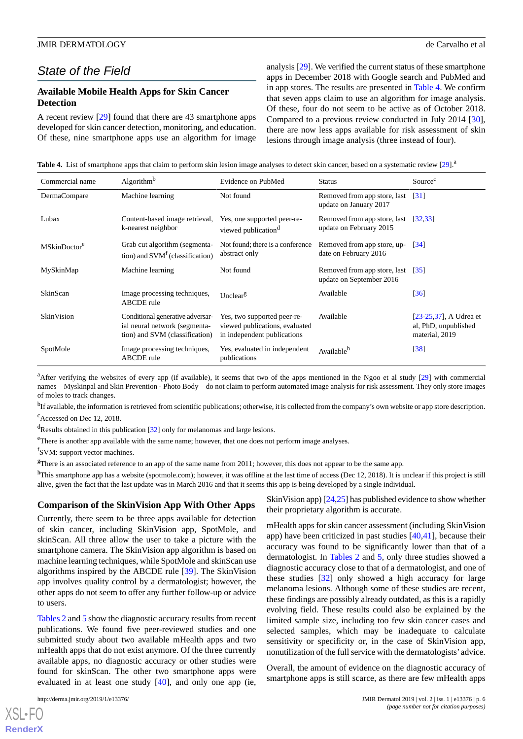## State of the Field

### Available Mobile Health Apps for Skin Cancer Detection

A recent review [29] found that there are 43 smartphone apps developed for skin cancer detection, monitoring, and education. Of these, nine smartphone apps use an algorithm for image analysis [29]. We verified the current status of these smartphone apps in December 2018 with Google search and PubMed and in app stores. The results are presented in Table 4. We confirm that seven apps claim to use an algorithm for image analysis. Of these, four do not seem to be active as of October 2018. Compared to a previous review conducted in July 2014 [30], there are now less apps available for risk assessment of skin lesions through image analysis (three instead of four).

**Table 4.** List of smartphone apps that claim to perform skin lesion image analyses to detect skin cancer, based on a systematic review [29].[a]

| Commercial name | Algorithm[b] | Evidence on PubMed | Status | Source[c] |
|---|---|---|---|---|
| DermaCompare | Machine learning | Not found | Removed from app store, last update on January 2017 | [31] |
| Lubax | Content-based image retrieval, k-nearest neighbor | Yes, one supported peer-reviewed publication[d] | Removed from app store, last update on February 2015 | [32,33] |
| MSkinDoctor[e] | Grab cut algorithm (segmentation) and SVM[f] (classification) | Not found; there is a conference abstract only | Removed from app store, update on February 2016 | [34] |
| MySkinMap | Machine learning | Not found | Removed from app store, last update on September 2016 | [35] |
| SkinScan | Image processing techniques, ABCDE rule | Unclear[g] | Available | [36] |
| SkinVision | Conditional generative adversarial neural network (segmentation) and SVM (classification) | Yes, two supported peer-reviewed publications, evaluated in independent publications | Available | [23-25,37], A Udrea et al, PhD, unpublished material, 2019 |
| SpotMole | Image processing techniques, ABCDE rule | Yes, evaluated in independent publications | Available[h] | [38] |

[a]After verifying the websites of every app (if available), it seems that two of the apps mentioned in the Ngoo et al study [29] with commercial names—Myskinpal and Skin Prevention - Photo Body—do not claim to perform automated image analysis for risk assessment. They only store images of moles to track changes.

[b]If available, the information is retrieved from scientific publications; otherwise, it is collected from the company's own website or app store description.

[c]Accessed on Dec 12, 2018.

[d]Results obtained in this publication [32] only for melanomas and large lesions.

[e]There is another app available with the same name; however, that one does not perform image analyses.

[f]SVM: support vector machines.

[g]There is an associated reference to an app of the same name from 2011; however, this does not appear to be the same app.

[h]This smartphone app has a website (spotmole.com); however, it was offline at the last time of access (Dec 12, 2018). It is unclear if this project is still alive, given the fact that the last update was in March 2016 and that it seems this app is being developed by a single individual.

### Comparison of the SkinVision App With Other Apps

Currently, there seem to be three apps available for detection of skin cancer, including SkinVision app, SpotMole, and skinScan. All three allow the user to take a picture with the smartphone camera. The SkinVision app algorithm is based on machine learning techniques, while SpotMole and skinScan use algorithms inspired by the ABCDE rule [39]. The SkinVision app involves quality control by a dermatologist; however, the other apps do not seem to offer any further follow-up or advice to users.

Tables 2 and 5 show the diagnostic accuracy results from recent publications. We found five peer-reviewed studies and one submitted study about two available mHealth apps and two mHealth apps that do not exist anymore. Of the three currently available apps, no diagnostic accuracy or other studies were found for skinScan. The other two smartphone apps were evaluated in at least one study [40], and only one app (ie, SkinVision app) [24,25] has published evidence to show whether their proprietary algorithm is accurate.

mHealth apps for skin cancer assessment (including SkinVision app) have been criticized in past studies [40,41], because their accuracy was found to be significantly lower than that of a dermatologist. In Tables 2 and 5, only three studies showed a diagnostic accuracy close to that of a dermatologist, and one of these studies [32] only showed a high accuracy for large melanoma lesions. Although some of these studies are recent, these findings are possibly already outdated, as this is a rapidly evolving field. These results could also be explained by the limited sample size, including too few skin cancer cases and selected samples, which may be inadequate to calculate sensitivity or specificity or, in the case of SkinVision app, nonutilization of the full service with the dermatologists' advice.

Overall, the amount of evidence on the diagnostic accuracy of smartphone apps is still scarce, as there are few mHealth apps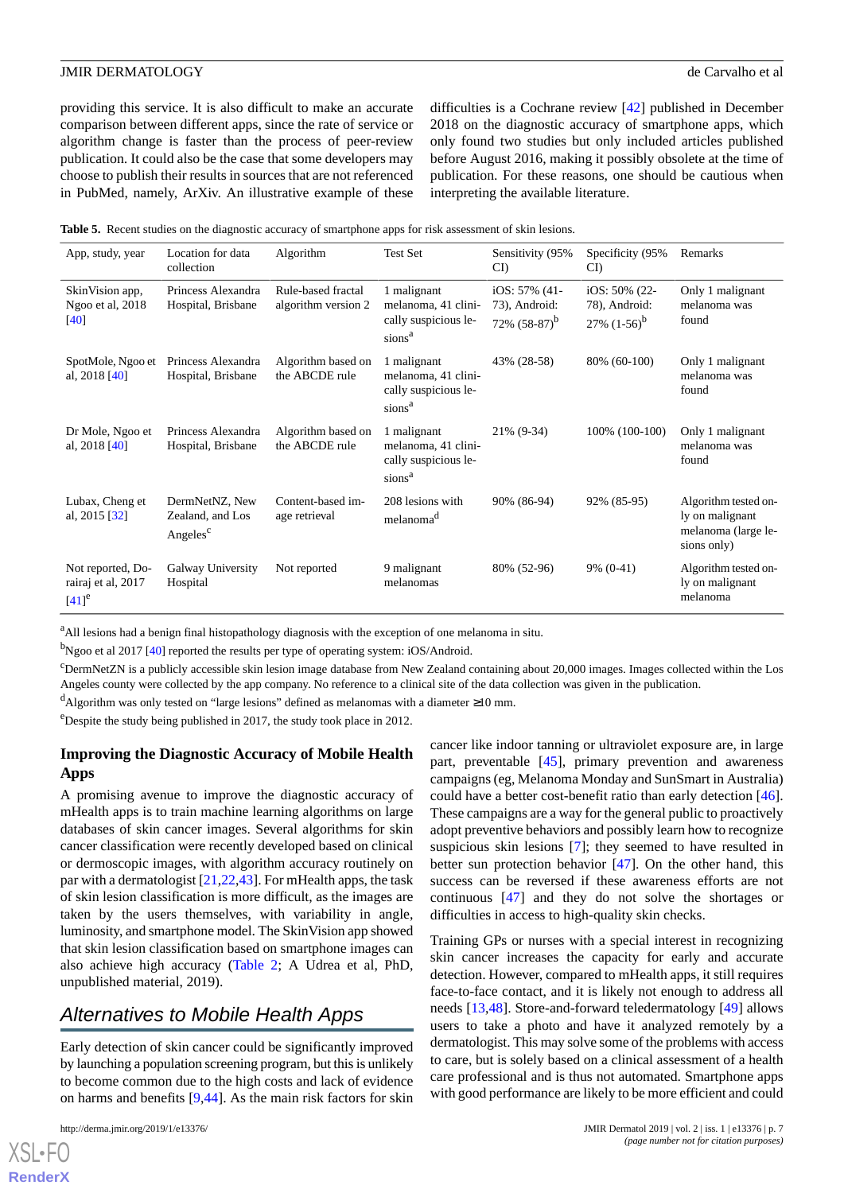providing this service. It is also difficult to make an accurate comparison between different apps, since the rate of service or algorithm change is faster than the process of peer-review publication. It could also be the case that some developers may choose to publish their results in sources that are not referenced in PubMed, namely, ArXiv. An illustrative example of these difficulties is a Cochrane review [42] published in December 2018 on the diagnostic accuracy of smartphone apps, which only found two studies but only included articles published before August 2016, making it possibly obsolete at the time of publication. For these reasons, one should be cautious when interpreting the available literature.

**Table 5.** Recent studies on the diagnostic accuracy of smartphone apps for risk assessment of skin lesions.

| App, study, year | Location for data collection | Algorithm | Test Set | Sensitivity (95% CI) | Specificity (95% CI) | Remarks |
|---|---|---|---|---|---|---|
| SkinVision app, Ngoo et al, 2018 [40] | Princess Alexandra Hospital, Brisbane | Rule-based fractal algorithm version 2 | 1 malignant melanoma, 41 clinically suspicious lesions[a] | iOS: 57% (41-73), Android: 72% (58-87)[b] | iOS: 50% (22-78), Android: 27% (1-56)[b] | Only 1 malignant melanoma was found |
| SpotMole, Ngoo et al, 2018 [40] | Princess Alexandra Hospital, Brisbane | Algorithm based on the ABCDE rule | 1 malignant melanoma, 41 clinically suspicious lesions[a] | 43% (28-58) | 80% (60-100) | Only 1 malignant melanoma was found |
| Dr Mole, Ngoo et al, 2018 [40] | Princess Alexandra Hospital, Brisbane | Algorithm based on the ABCDE rule | 1 malignant melanoma, 41 clinically suspicious lesions[a] | 21% (9-34) | 100% (100-100) | Only 1 malignant melanoma was found |
| Lubax, Cheng et al, 2015 [32] | DermNetNZ, New Zealand, and Los Angeles[c] | Content-based image retrieval | 208 lesions with melanoma[d] | 90% (86-94) | 92% (85-95) | Algorithm tested only on malignant melanoma (large lesions only) |
| Not reported, Dorairaj et al, 2017 [41][e] | Galway University Hospital | Not reported | 9 malignant melanomas | 80% (52-96) | 9% (0-41) | Algorithm tested only on malignant melanoma |

[a]All lesions had a benign final histopathology diagnosis with the exception of one melanoma in situ.

[b]Ngoo et al 2017 [40] reported the results per type of operating system: iOS/Android.

[c]DermNetZN is a publicly accessible skin lesion image database from New Zealand containing about 20,000 images. Images collected within the Los Angeles county were collected by the app company. No reference to a clinical site of the data collection was given in the publication.

[d]Algorithm was only tested on "large lesions" defined as melanomas with a diameter ≥10 mm.

[e]Despite the study being published in 2017, the study took place in 2012.

### Improving the Diagnostic Accuracy of Mobile Health Apps

A promising avenue to improve the diagnostic accuracy of mHealth apps is to train machine learning algorithms on large databases of skin cancer images. Several algorithms for skin cancer classification were recently developed based on clinical or dermoscopic images, with algorithm accuracy routinely on par with a dermatologist [21,22,43]. For mHealth apps, the task of skin lesion classification is more difficult, as the images are taken by the users themselves, with variability in angle, luminosity, and smartphone model. The SkinVision app showed that skin lesion classification based on smartphone images can also achieve high accuracy (Table 2; A Udrea et al, PhD, unpublished material, 2019).

## *Alternatives to Mobile Health Apps*

Early detection of skin cancer could be significantly improved by launching a population screening program, but this is unlikely to become common due to the high costs and lack of evidence on harms and benefits [9,44]. As the main risk factors for skin cancer like indoor tanning or ultraviolet exposure are, in large part, preventable [45], primary prevention and awareness campaigns (eg, Melanoma Monday and SunSmart in Australia) could have a better cost-benefit ratio than early detection [46]. These campaigns are a way for the general public to proactively adopt preventive behaviors and possibly learn how to recognize suspicious skin lesions [7]; they seemed to have resulted in better sun protection behavior [47]. On the other hand, this success can be reversed if these awareness efforts are not continuous [47] and they do not solve the shortages or difficulties in access to high-quality skin checks.

Training GPs or nurses with a special interest in recognizing skin cancer increases the capacity for early and accurate detection. However, compared to mHealth apps, it still requires face-to-face contact, and it is likely not enough to address all needs [13,48]. Store-and-forward teledermatology [49] allows users to take a photo and have it analyzed remotely by a dermatologist. This may solve some of the problems with access to care, but is solely based on a clinical assessment of a health care professional and is thus not automated. Smartphone apps with good performance are likely to be more efficient and could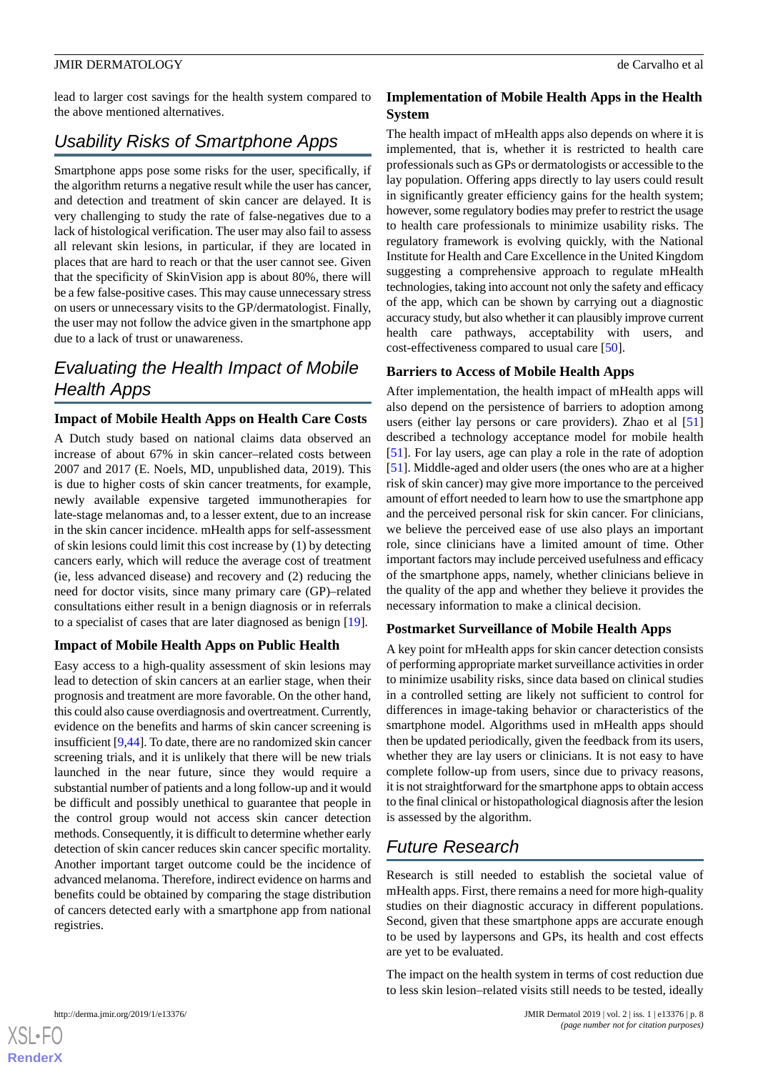lead to larger cost savings for the health system compared to the above mentioned alternatives.

## Usability Risks of Smartphone Apps

Smartphone apps pose some risks for the user, specifically, if the algorithm returns a negative result while the user has cancer, and detection and treatment of skin cancer are delayed. It is very challenging to study the rate of false-negatives due to a lack of histological verification. The user may also fail to assess all relevant skin lesions, in particular, if they are located in places that are hard to reach or that the user cannot see. Given that the specificity of SkinVision app is about 80%, there will be a few false-positive cases. This may cause unnecessary stress on users or unnecessary visits to the GP/dermatologist. Finally, the user may not follow the advice given in the smartphone app due to a lack of trust or unawareness.

## Evaluating the Health Impact of Mobile Health Apps

### Impact of Mobile Health Apps on Health Care Costs

A Dutch study based on national claims data observed an increase of about 67% in skin cancer–related costs between 2007 and 2017 (E. Noels, MD, unpublished data, 2019). This is due to higher costs of skin cancer treatments, for example, newly available expensive targeted immunotherapies for late-stage melanomas and, to a lesser extent, due to an increase in the skin cancer incidence. mHealth apps for self-assessment of skin lesions could limit this cost increase by (1) by detecting cancers early, which will reduce the average cost of treatment (ie, less advanced disease) and recovery and (2) reducing the need for doctor visits, since many primary care (GP)–related consultations either result in a benign diagnosis or in referrals to a specialist of cases that are later diagnosed as benign [19].

### Impact of Mobile Health Apps on Public Health

Easy access to a high-quality assessment of skin lesions may lead to detection of skin cancers at an earlier stage, when their prognosis and treatment are more favorable. On the other hand, this could also cause overdiagnosis and overtreatment. Currently, evidence on the benefits and harms of skin cancer screening is insufficient [9,44]. To date, there are no randomized skin cancer screening trials, and it is unlikely that there will be new trials launched in the near future, since they would require a substantial number of patients and a long follow-up and it would be difficult and possibly unethical to guarantee that people in the control group would not access skin cancer detection methods. Consequently, it is difficult to determine whether early detection of skin cancer reduces skin cancer specific mortality. Another important target outcome could be the incidence of advanced melanoma. Therefore, indirect evidence on harms and benefits could be obtained by comparing the stage distribution of cancers detected early with a smartphone app from national registries.

### Implementation of Mobile Health Apps in the Health System

The health impact of mHealth apps also depends on where it is implemented, that is, whether it is restricted to health care professionals such as GPs or dermatologists or accessible to the lay population. Offering apps directly to lay users could result in significantly greater efficiency gains for the health system; however, some regulatory bodies may prefer to restrict the usage to health care professionals to minimize usability risks. The regulatory framework is evolving quickly, with the National Institute for Health and Care Excellence in the United Kingdom suggesting a comprehensive approach to regulate mHealth technologies, taking into account not only the safety and efficacy of the app, which can be shown by carrying out a diagnostic accuracy study, but also whether it can plausibly improve current health care pathways, acceptability with users, and cost-effectiveness compared to usual care [50].

### Barriers to Access of Mobile Health Apps

After implementation, the health impact of mHealth apps will also depend on the persistence of barriers to adoption among users (either lay persons or care providers). Zhao et al [51] described a technology acceptance model for mobile health [51]. For lay users, age can play a role in the rate of adoption [51]. Middle-aged and older users (the ones who are at a higher risk of skin cancer) may give more importance to the perceived amount of effort needed to learn how to use the smartphone app and the perceived personal risk for skin cancer. For clinicians, we believe the perceived ease of use also plays an important role, since clinicians have a limited amount of time. Other important factors may include perceived usefulness and efficacy of the smartphone apps, namely, whether clinicians believe in the quality of the app and whether they believe it provides the necessary information to make a clinical decision.

### Postmarket Surveillance of Mobile Health Apps

A key point for mHealth apps for skin cancer detection consists of performing appropriate market surveillance activities in order to minimize usability risks, since data based on clinical studies in a controlled setting are likely not sufficient to control for differences in image-taking behavior or characteristics of the smartphone model. Algorithms used in mHealth apps should then be updated periodically, given the feedback from its users, whether they are lay users or clinicians. It is not easy to have complete follow-up from users, since due to privacy reasons, it is not straightforward for the smartphone apps to obtain access to the final clinical or histopathological diagnosis after the lesion is assessed by the algorithm.

## Future Research

Research is still needed to establish the societal value of mHealth apps. First, there remains a need for more high-quality studies on their diagnostic accuracy in different populations. Second, given that these smartphone apps are accurate enough to be used by laypersons and GPs, its health and cost effects are yet to be evaluated.

The impact on the health system in terms of cost reduction due to less skin lesion–related visits still needs to be tested, ideally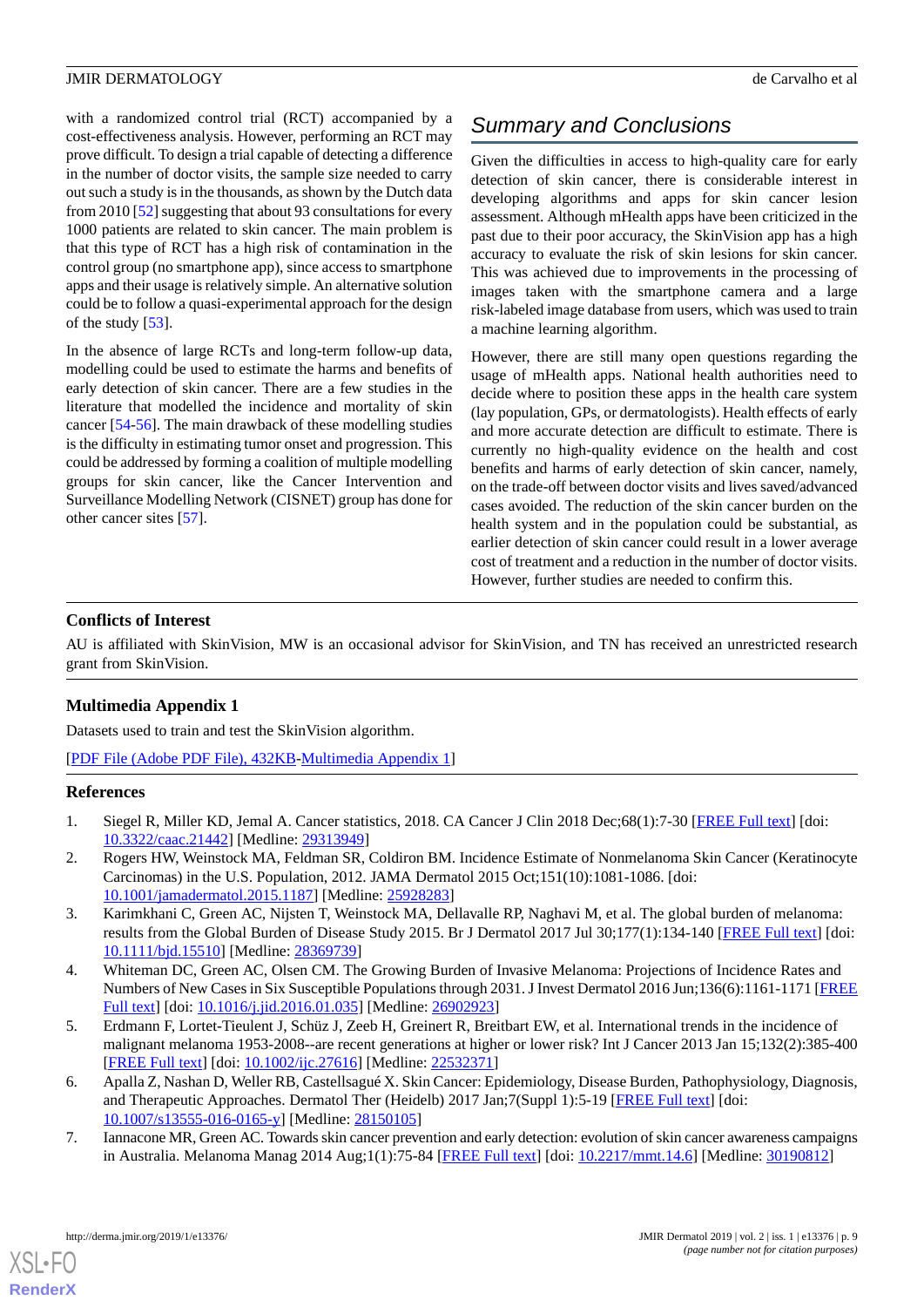with a randomized control trial (RCT) accompanied by a cost-effectiveness analysis. However, performing an RCT may prove difficult. To design a trial capable of detecting a difference in the number of doctor visits, the sample size needed to carry out such a study is in the thousands, as shown by the Dutch data from 2010 [52] suggesting that about 93 consultations for every 1000 patients are related to skin cancer. The main problem is that this type of RCT has a high risk of contamination in the control group (no smartphone app), since access to smartphone apps and their usage is relatively simple. An alternative solution could be to follow a quasi-experimental approach for the design of the study [53].

In the absence of large RCTs and long-term follow-up data, modelling could be used to estimate the harms and benefits of early detection of skin cancer. There are a few studies in the literature that modelled the incidence and mortality of skin cancer [54-56]. The main drawback of these modelling studies is the difficulty in estimating tumor onset and progression. This could be addressed by forming a coalition of multiple modelling groups for skin cancer, like the Cancer Intervention and Surveillance Modelling Network (CISNET) group has done for other cancer sites [57].

## Summary and Conclusions

Given the difficulties in access to high-quality care for early detection of skin cancer, there is considerable interest in developing algorithms and apps for skin cancer lesion assessment. Although mHealth apps have been criticized in the past due to their poor accuracy, the SkinVision app has a high accuracy to evaluate the risk of skin lesions for skin cancer. This was achieved due to improvements in the processing of images taken with the smartphone camera and a large risk-labeled image database from users, which was used to train a machine learning algorithm.

However, there are still many open questions regarding the usage of mHealth apps. National health authorities need to decide where to position these apps in the health care system (lay population, GPs, or dermatologists). Health effects of early and more accurate detection are difficult to estimate. There is currently no high-quality evidence on the health and cost benefits and harms of early detection of skin cancer, namely, on the trade-off between doctor visits and lives saved/advanced cases avoided. The reduction of the skin cancer burden on the health system and in the population could be substantial, as earlier detection of skin cancer could result in a lower average cost of treatment and a reduction in the number of doctor visits. However, further studies are needed to confirm this.

### Conflicts of Interest

AU is affiliated with SkinVision, MW is an occasional advisor for SkinVision, and TN has received an unrestricted research grant from SkinVision.

### Multimedia Appendix 1

Datasets used to train and test the SkinVision algorithm.

[PDF File (Adobe PDF File), 432KB-Multimedia Appendix 1]

### References

1. Siegel R, Miller KD, Jemal A. Cancer statistics, 2018. CA Cancer J Clin 2018 Dec;68(1):7-30 [FREE Full text] [doi: 10.3322/caac.21442] [Medline: 29313949]
2. Rogers HW, Weinstock MA, Feldman SR, Coldiron BM. Incidence Estimate of Nonmelanoma Skin Cancer (Keratinocyte Carcinomas) in the U.S. Population, 2012. JAMA Dermatol 2015 Oct;151(10):1081-1086. [doi: 10.1001/jamadermatol.2015.1187] [Medline: 25928283]
3. Karimkhani C, Green AC, Nijsten T, Weinstock MA, Dellavalle RP, Naghavi M, et al. The global burden of melanoma: results from the Global Burden of Disease Study 2015. Br J Dermatol 2017 Jul 30;177(1):134-140 [FREE Full text] [doi: 10.1111/bjd.15510] [Medline: 28369739]
4. Whiteman DC, Green AC, Olsen CM. The Growing Burden of Invasive Melanoma: Projections of Incidence Rates and Numbers of New Cases in Six Susceptible Populations through 2031. J Invest Dermatol 2016 Jun;136(6):1161-1171 [FREE Full text] [doi: 10.1016/j.jid.2016.01.035] [Medline: 26902923]
5. Erdmann F, Lortet-Tieulent J, Schüz J, Zeeb H, Greinert R, Breitbart EW, et al. International trends in the incidence of malignant melanoma 1953-2008--are recent generations at higher or lower risk? Int J Cancer 2013 Jan 15;132(2):385-400 [FREE Full text] [doi: 10.1002/ijc.27616] [Medline: 22532371]
6. Apalla Z, Nashan D, Weller RB, Castellsagué X. Skin Cancer: Epidemiology, Disease Burden, Pathophysiology, Diagnosis, and Therapeutic Approaches. Dermatol Ther (Heidelb) 2017 Jan;7(Suppl 1):5-19 [FREE Full text] [doi: 10.1007/s13555-016-0165-y] [Medline: 28150105]
7. Iannacone MR, Green AC. Towards skin cancer prevention and early detection: evolution of skin cancer awareness campaigns in Australia. Melanoma Manag 2014 Aug;1(1):75-84 [FREE Full text] [doi: 10.2217/mmt.14.6] [Medline: 30190812]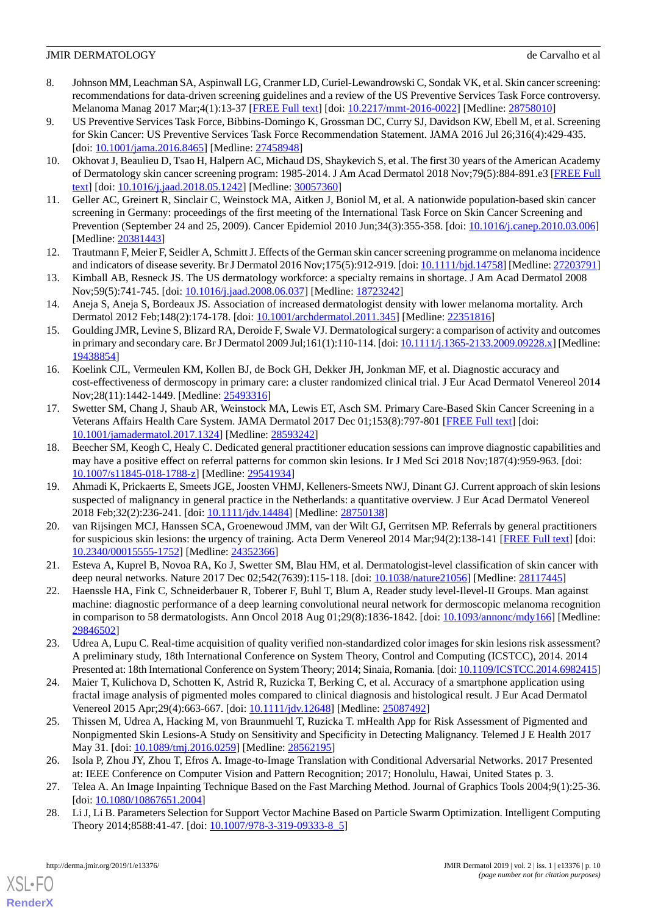8. Johnson MM, Leachman SA, Aspinwall LG, Cranmer LD, Curiel-Lewandrowski C, Sondak VK, et al. Skin cancer screening: recommendations for data-driven screening guidelines and a review of the US Preventive Services Task Force controversy. Melanoma Manag 2017 Mar;4(1):13-37 [FREE Full text] [doi: 10.2217/mmt-2016-0022] [Medline: 28758010]
9. US Preventive Services Task Force, Bibbins-Domingo K, Grossman DC, Curry SJ, Davidson KW, Ebell M, et al. Screening for Skin Cancer: US Preventive Services Task Force Recommendation Statement. JAMA 2016 Jul 26;316(4):429-435. [doi: 10.1001/jama.2016.8465] [Medline: 27458948]
10. Okhovat J, Beaulieu D, Tsao H, Halpern AC, Michaud DS, Shaykevich S, et al. The first 30 years of the American Academy of Dermatology skin cancer screening program: 1985-2014. J Am Acad Dermatol 2018 Nov;79(5):884-891.e3 [FREE Full text] [doi: 10.1016/j.jaad.2018.05.1242] [Medline: 30057360]
11. Geller AC, Greinert R, Sinclair C, Weinstock MA, Aitken J, Boniol M, et al. A nationwide population-based skin cancer screening in Germany: proceedings of the first meeting of the International Task Force on Skin Cancer Screening and Prevention (September 24 and 25, 2009). Cancer Epidemiol 2010 Jun;34(3):355-358. [doi: 10.1016/j.canep.2010.03.006] [Medline: 20381443]
12. Trautmann F, Meier F, Seidler A, Schmitt J. Effects of the German skin cancer screening programme on melanoma incidence and indicators of disease severity. Br J Dermatol 2016 Nov;175(5):912-919. [doi: 10.1111/bjd.14758] [Medline: 27203791]
13. Kimball AB, Resneck JS. The US dermatology workforce: a specialty remains in shortage. J Am Acad Dermatol 2008 Nov;59(5):741-745. [doi: 10.1016/j.jaad.2008.06.037] [Medline: 18723242]
14. Aneja S, Aneja S, Bordeaux JS. Association of increased dermatologist density with lower melanoma mortality. Arch Dermatol 2012 Feb;148(2):174-178. [doi: 10.1001/archdermatol.2011.345] [Medline: 22351816]
15. Goulding JMR, Levine S, Blizard RA, Deroide F, Swale VJ. Dermatological surgery: a comparison of activity and outcomes in primary and secondary care. Br J Dermatol 2009 Jul;161(1):110-114. [doi: 10.1111/j.1365-2133.2009.09228.x] [Medline: 19438854]
16. Koelink CJL, Vermeulen KM, Kollen BJ, de Bock GH, Dekker JH, Jonkman MF, et al. Diagnostic accuracy and cost-effectiveness of dermoscopy in primary care: a cluster randomized clinical trial. J Eur Acad Dermatol Venereol 2014 Nov;28(11):1442-1449. [Medline: 25493316]
17. Swetter SM, Chang J, Shaub AR, Weinstock MA, Lewis ET, Asch SM. Primary Care-Based Skin Cancer Screening in a Veterans Affairs Health Care System. JAMA Dermatol 2017 Dec 01;153(8):797-801 [FREE Full text] [doi: 10.1001/jamadermatol.2017.1324] [Medline: 28593242]
18. Beecher SM, Keogh C, Healy C. Dedicated general practitioner education sessions can improve diagnostic capabilities and may have a positive effect on referral patterns for common skin lesions. Ir J Med Sci 2018 Nov;187(4):959-963. [doi: 10.1007/s11845-018-1788-z] [Medline: 29541934]
19. Ahmadi K, Prickaerts E, Smeets JGE, Joosten VHMJ, Kelleners-Smeets NWJ, Dinant GJ. Current approach of skin lesions suspected of malignancy in general practice in the Netherlands: a quantitative overview. J Eur Acad Dermatol Venereol 2018 Feb;32(2):236-241. [doi: 10.1111/jdv.14484] [Medline: 28750138]
20. van Rijsingen MCJ, Hanssen SCA, Groenewoud JMM, van der Wilt GJ, Gerritsen MP. Referrals by general practitioners for suspicious skin lesions: the urgency of training. Acta Derm Venereol 2014 Mar;94(2):138-141 [FREE Full text] [doi: 10.2340/00015555-1752] [Medline: 24352366]
21. Esteva A, Kuprel B, Novoa RA, Ko J, Swetter SM, Blau HM, et al. Dermatologist-level classification of skin cancer with deep neural networks. Nature 2017 Dec 02;542(7639):115-118. [doi: 10.1038/nature21056] [Medline: 28117445]
22. Haenssle HA, Fink C, Schneiderbauer R, Toberer F, Buhl T, Blum A, Reader study level-Ilevel-II Groups. Man against machine: diagnostic performance of a deep learning convolutional neural network for dermoscopic melanoma recognition in comparison to 58 dermatologists. Ann Oncol 2018 Aug 01;29(8):1836-1842. [doi: 10.1093/annonc/mdy166] [Medline: 29846502]
23. Udrea A, Lupu C. Real-time acquisition of quality verified non-standardized color images for skin lesions risk assessment? A preliminary study, 18th International Conference on System Theory, Control and Computing (ICSTCC), 2014. 2014 Presented at: 18th International Conference on System Theory; 2014; Sinaia, Romania. [doi: 10.1109/ICSTCC.2014.6982415]
24. Maier T, Kulichova D, Schotten K, Astrid R, Ruzicka T, Berking C, et al. Accuracy of a smartphone application using fractal image analysis of pigmented moles compared to clinical diagnosis and histological result. J Eur Acad Dermatol Venereol 2015 Apr;29(4):663-667. [doi: 10.1111/jdv.12648] [Medline: 25087492]
25. Thissen M, Udrea A, Hacking M, von Braunmuehl T, Ruzicka T. mHealth App for Risk Assessment of Pigmented and Nonpigmented Skin Lesions-A Study on Sensitivity and Specificity in Detecting Malignancy. Telemed J E Health 2017 May 31. [doi: 10.1089/tmj.2016.0259] [Medline: 28562195]
26. Isola P, Zhou JY, Zhou T, Efros A. Image-to-Image Translation with Conditional Adversarial Networks. 2017 Presented at: IEEE Conference on Computer Vision and Pattern Recognition; 2017; Honolulu, Hawai, United States p. 3.
27. Telea A. An Image Inpainting Technique Based on the Fast Marching Method. Journal of Graphics Tools 2004;9(1):25-36. [doi: 10.1080/10867651.2004]
28. Li J, Li B. Parameters Selection for Support Vector Machine Based on Particle Swarm Optimization. Intelligent Computing Theory 2014;8588:41-47. [doi: 10.1007/978-3-319-09333-8_5]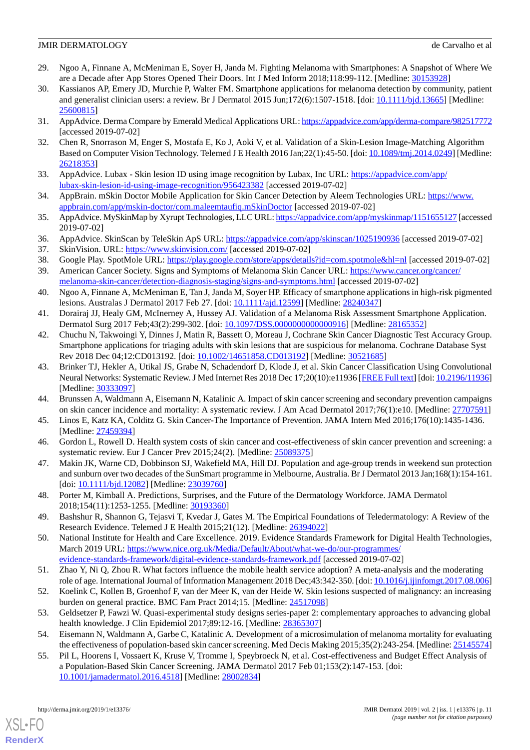29. Ngoo A, Finnane A, McMeniman E, Soyer H, Janda M. Fighting Melanoma with Smartphones: A Snapshot of Where We are a Decade after App Stores Opened Their Doors. Int J Med Inform 2018;118:99-112. [Medline: 30153928]
30. Kassianos AP, Emery JD, Murchie P, Walter FM. Smartphone applications for melanoma detection by community, patient and generalist clinician users: a review. Br J Dermatol 2015 Jun;172(6):1507-1518. [doi: 10.1111/bjd.13665] [Medline: 25600815]
31. AppAdvice. Derma Compare by Emerald Medical Applications URL: https://appadvice.com/app/derma-compare/982517772 [accessed 2019-07-02]
32. Chen R, Snorrason M, Enger S, Mostafa E, Ko J, Aoki V, et al. Validation of a Skin-Lesion Image-Matching Algorithm Based on Computer Vision Technology. Telemed J E Health 2016 Jan;22(1):45-50. [doi: 10.1089/tmj.2014.0249] [Medline: 26218353]
33. AppAdvice. Lubax - Skin lesion ID using image recognition by Lubax, Inc URL: https://appadvice.com/app/lubax-skin-lesion-id-using-image-recognition/956423382 [accessed 2019-07-02]
34. AppBrain. mSkin Doctor Mobile Application for Skin Cancer Detection by Aleem Technologies URL: https://www.appbrain.com/app/mskin-doctor/com.maleemtaufiq.mSkinDoctor [accessed 2019-07-02]
35. AppAdvice. MySkinMap by Xyrupt Technologies, LLC URL: https://appadvice.com/app/myskinmap/1151655127 [accessed 2019-07-02]
36. AppAdvice. SkinScan by TeleSkin ApS URL: https://appadvice.com/app/skinscan/1025190936 [accessed 2019-07-02]
37. SkinVision. URL: https://www.skinvision.com/ [accessed 2019-07-02]
38. Google Play. SpotMole URL: https://play.google.com/store/apps/details?id=com.spotmole&hl=nl [accessed 2019-07-02]
39. American Cancer Society. Signs and Symptoms of Melanoma Skin Cancer URL: https://www.cancer.org/cancer/melanoma-skin-cancer/detection-diagnosis-staging/signs-and-symptoms.html [accessed 2019-07-02]
40. Ngoo A, Finnane A, McMeniman E, Tan J, Janda M, Soyer HP. Efficacy of smartphone applications in high-risk pigmented lesions. Australas J Dermatol 2017 Feb 27. [doi: 10.1111/ajd.12599] [Medline: 28240347]
41. Dorairaj JJ, Healy GM, McInerney A, Hussey AJ. Validation of a Melanoma Risk Assessment Smartphone Application. Dermatol Surg 2017 Feb;43(2):299-302. [doi: 10.1097/DSS.0000000000000916] [Medline: 28165352]
42. Chuchu N, Takwoingi Y, Dinnes J, Matin R, Bassett O, Moreau J, Cochrane Skin Cancer Diagnostic Test Accuracy Group. Smartphone applications for triaging adults with skin lesions that are suspicious for melanoma. Cochrane Database Syst Rev 2018 Dec 04;12:CD013192. [doi: 10.1002/14651858.CD013192] [Medline: 30521685]
43. Brinker TJ, Hekler A, Utikal JS, Grabe N, Schadendorf D, Klode J, et al. Skin Cancer Classification Using Convolutional Neural Networks: Systematic Review. J Med Internet Res 2018 Dec 17;20(10):e11936 [FREE Full text] [doi: 10.2196/11936] [Medline: 30333097]
44. Brunssen A, Waldmann A, Eisemann N, Katalinic A. Impact of skin cancer screening and secondary prevention campaigns on skin cancer incidence and mortality: A systematic review. J Am Acad Dermatol 2017;76(1):e10. [Medline: 27707591]
45. Linos E, Katz KA, Colditz G. Skin Cancer-The Importance of Prevention. JAMA Intern Med 2016;176(10):1435-1436. [Medline: 27459394]
46. Gordon L, Rowell D. Health system costs of skin cancer and cost-effectiveness of skin cancer prevention and screening: a systematic review. Eur J Cancer Prev 2015;24(2). [Medline: 25089375]
47. Makin JK, Warne CD, Dobbinson SJ, Wakefield MA, Hill DJ. Population and age-group trends in weekend sun protection and sunburn over two decades of the SunSmart programme in Melbourne, Australia. Br J Dermatol 2013 Jan;168(1):154-161. [doi: 10.1111/bjd.12082] [Medline: 23039760]
48. Porter M, Kimball A. Predictions, Surprises, and the Future of the Dermatology Workforce. JAMA Dermatol 2018;154(11):1253-1255. [Medline: 30193360]
49. Bashshur R, Shannon G, Tejasvi T, Kvedar J, Gates M. The Empirical Foundations of Teledermatology: A Review of the Research Evidence. Telemed J E Health 2015;21(12). [Medline: 26394022]
50. National Institute for Health and Care Excellence. 2019. Evidence Standards Framework for Digital Health Technologies, March 2019 URL: https://www.nice.org.uk/Media/Default/About/what-we-do/our-programmes/evidence-standards-framework/digital-evidence-standards-framework.pdf [accessed 2019-07-02]
51. Zhao Y, Ni Q, Zhou R. What factors influence the mobile health service adoption? A meta-analysis and the moderating role of age. International Journal of Information Management 2018 Dec;43:342-350. [doi: 10.1016/j.ijinfomgt.2017.08.006]
52. Koelink C, Kollen B, Groenhof F, van der Meer K, van der Heide W. Skin lesions suspected of malignancy: an increasing burden on general practice. BMC Fam Pract 2014;15. [Medline: 24517098]
53. Geldsetzer P, Fawzi W. Quasi-experimental study designs series-paper 2: complementary approaches to advancing global health knowledge. J Clin Epidemiol 2017;89:12-16. [Medline: 28365307]
54. Eisemann N, Waldmann A, Garbe C, Katalinic A. Development of a microsimulation of melanoma mortality for evaluating the effectiveness of population-based skin cancer screening. Med Decis Making 2015;35(2):243-254. [Medline: 25145574]
55. Pil L, Hoorens I, Vossaert K, Kruse V, Tromme I, Speybroeck N, et al. Cost-effectiveness and Budget Effect Analysis of a Population-Based Skin Cancer Screening. JAMA Dermatol 2017 Feb 01;153(2):147-153. [doi: 10.1001/jamadermatol.2016.4518] [Medline: 28002834]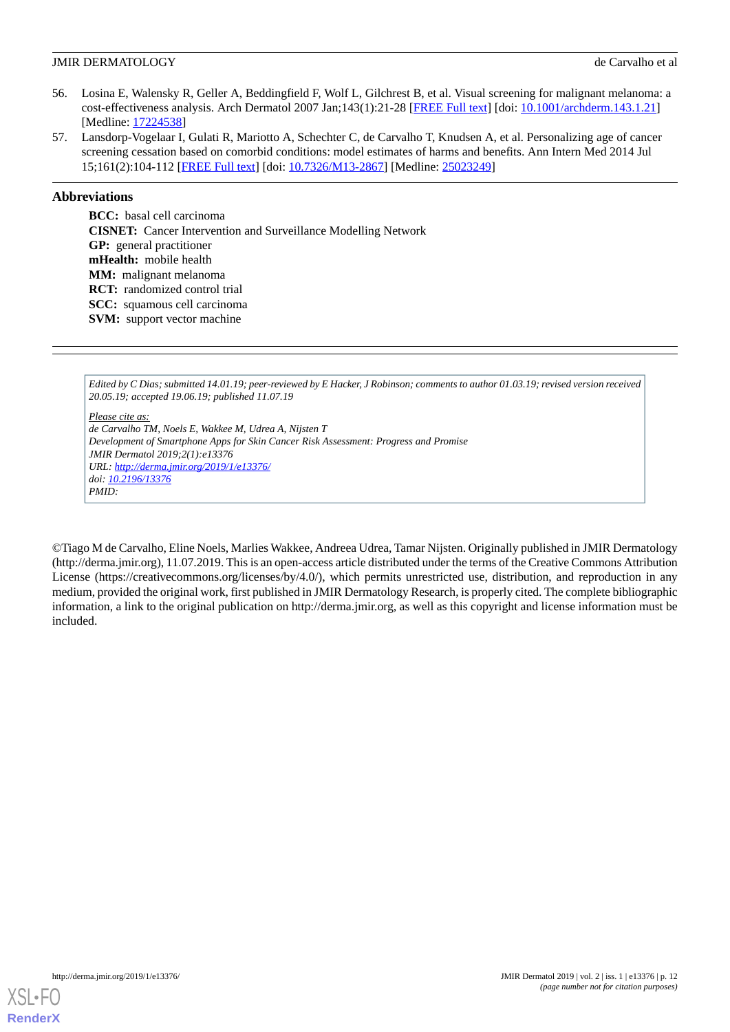56. Losina E, Walensky R, Geller A, Beddingfield F, Wolf L, Gilchrest B, et al. Visual screening for malignant melanoma: a cost-effectiveness analysis. Arch Dermatol 2007 Jan;143(1):21-28 [FREE Full text] [doi: 10.1001/archderm.143.1.21] [Medline: 17224538]
57. Lansdorp-Vogelaar I, Gulati R, Mariotto A, Schechter C, de Carvalho T, Knudsen A, et al. Personalizing age of cancer screening cessation based on comorbid conditions: model estimates of harms and benefits. Ann Intern Med 2014 Jul 15;161(2):104-112 [FREE Full text] [doi: 10.7326/M13-2867] [Medline: 25023249]

## Abbreviations

**BCC:** basal cell carcinoma
**CISNET:** Cancer Intervention and Surveillance Modelling Network
**GP:** general practitioner
**mHealth:** mobile health
**MM:** malignant melanoma
**RCT:** randomized control trial
**SCC:** squamous cell carcinoma
**SVM:** support vector machine

---

*Edited by C Dias; submitted 14.01.19; peer-reviewed by E Hacker, J Robinson; comments to author 01.03.19; revised version received 20.05.19; accepted 19.06.19; published 11.07.19*

*Please cite as:*
*de Carvalho TM, Noels E, Wakkee M, Udrea A, Nijsten T*
*Development of Smartphone Apps for Skin Cancer Risk Assessment: Progress and Promise*
*JMIR Dermatol 2019;2(1):e13376*
*URL: http://derma.jmir.org/2019/1/e13376/*
*doi: 10.2196/13376*
*PMID:*

©Tiago M de Carvalho, Eline Noels, Marlies Wakkee, Andreea Udrea, Tamar Nijsten. Originally published in JMIR Dermatology (http://derma.jmir.org), 11.07.2019. This is an open-access article distributed under the terms of the Creative Commons Attribution License (https://creativecommons.org/licenses/by/4.0/), which permits unrestricted use, distribution, and reproduction in any medium, provided the original work, first published in JMIR Dermatology Research, is properly cited. The complete bibliographic information, a link to the original publication on http://derma.jmir.org, as well as this copyright and license information must be included.